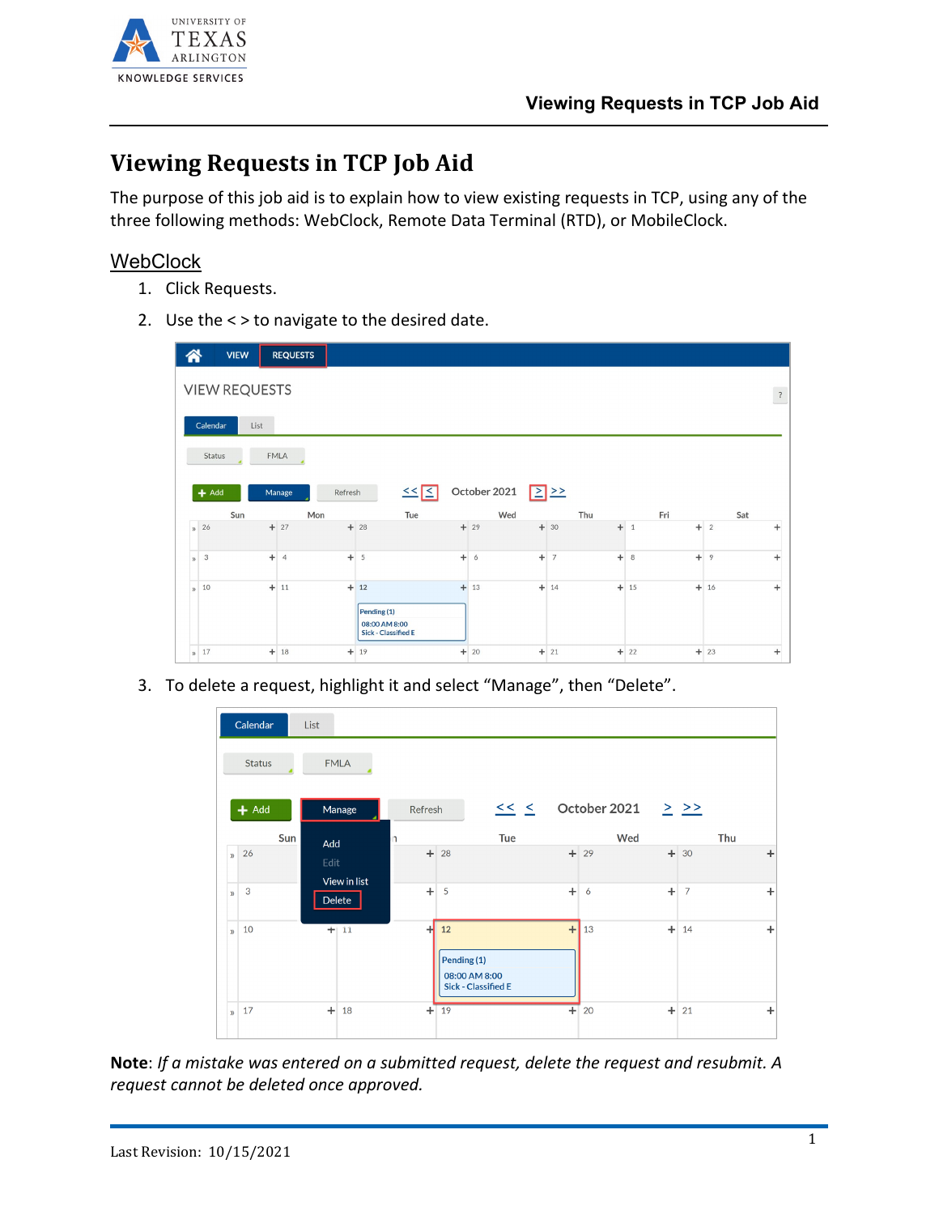# Viewing Requests in TCP Job Aid

The purpose of this job aid is to explain how to view existing requests in TCP, using any of the three following methods: WebClock, Remote Data Terminal (RTD), or MobileClock.

## WebClock

1. Click Requests.
2. Use the < > to navigate to the desired date.
3. To delete a request, highlight it and select "Manage", then "Delete".

**Note**: *If a mistake was entered on a submitted request, delete the request and resubmit. A request cannot be deleted once approved.*

Last Revision: 10/15/2021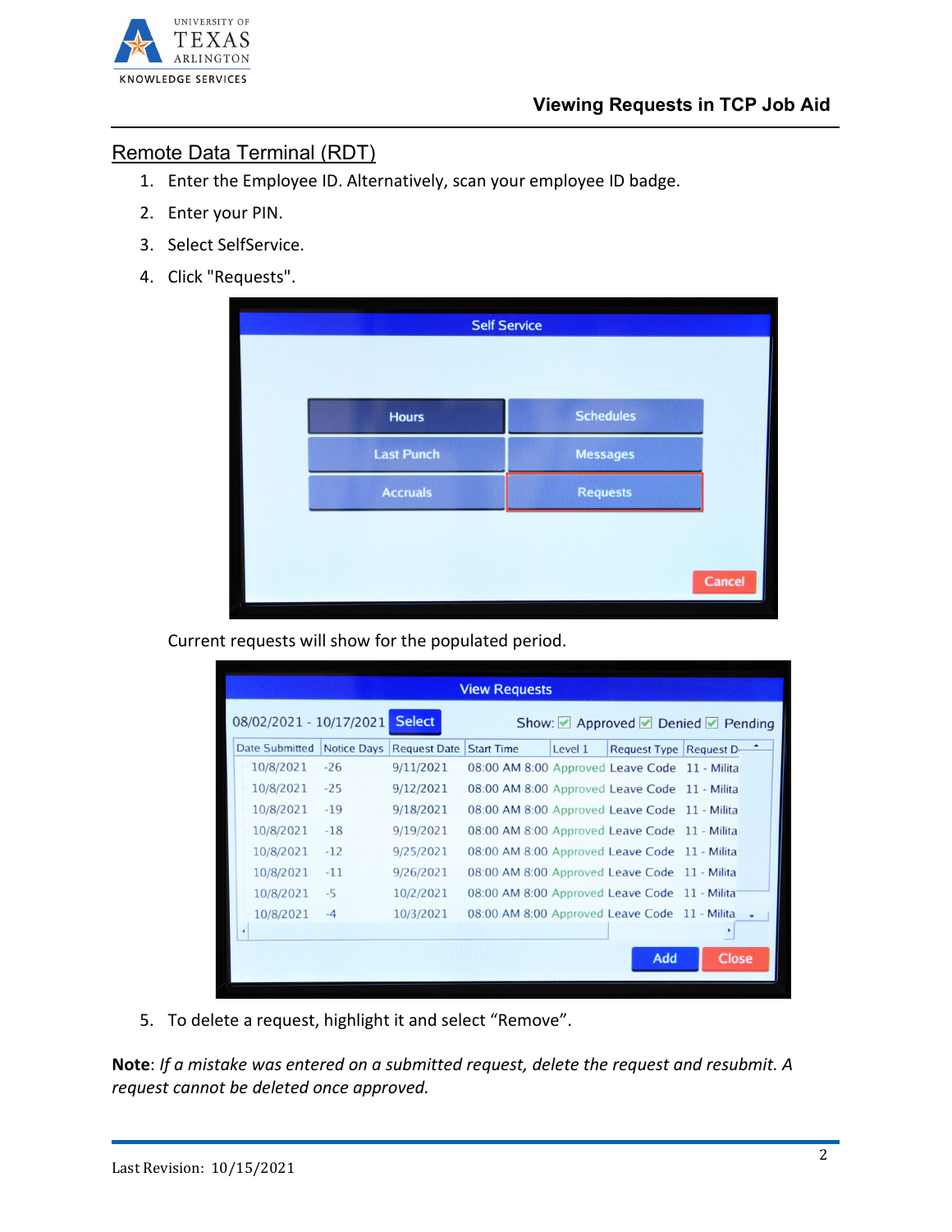## Remote Data Terminal (RDT)

1. Enter the Employee ID. Alternatively, scan your employee ID badge.
2. Enter your PIN.
3. Select SelfService.
4. Click "Requests".

   Current requests will show for the populated period.

5. To delete a request, highlight it and select "Remove".

**Note**: *If a mistake was entered on a submitted request, delete the request and resubmit. A request cannot be deleted once approved.*

Last Revision: 10/15/2021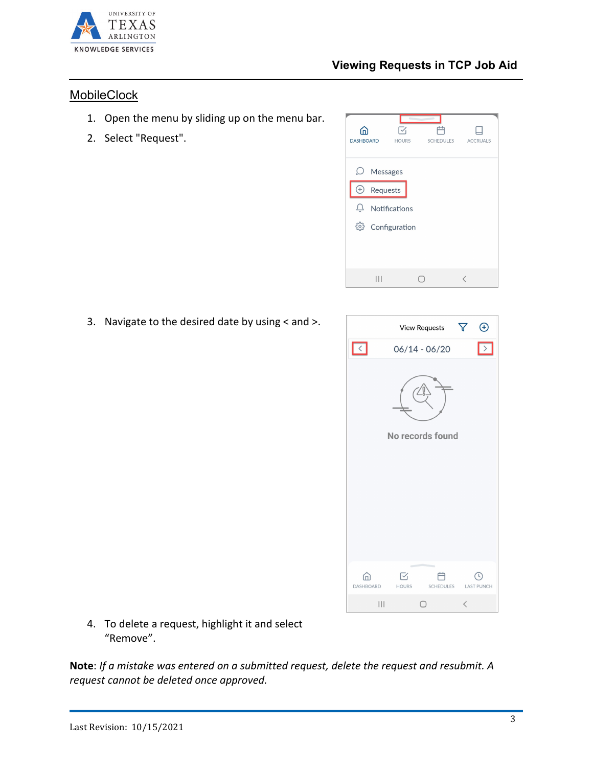## MobileClock

1. Open the menu by sliding up on the menu bar.
2. Select "Request".
3. Navigate to the desired date by using < and >.
4. To delete a request, highlight it and select “Remove”.

**Note**: *If a mistake was entered on a submitted request, delete the request and resubmit. A request cannot be deleted once approved.*

Last Revision: 10/15/2021